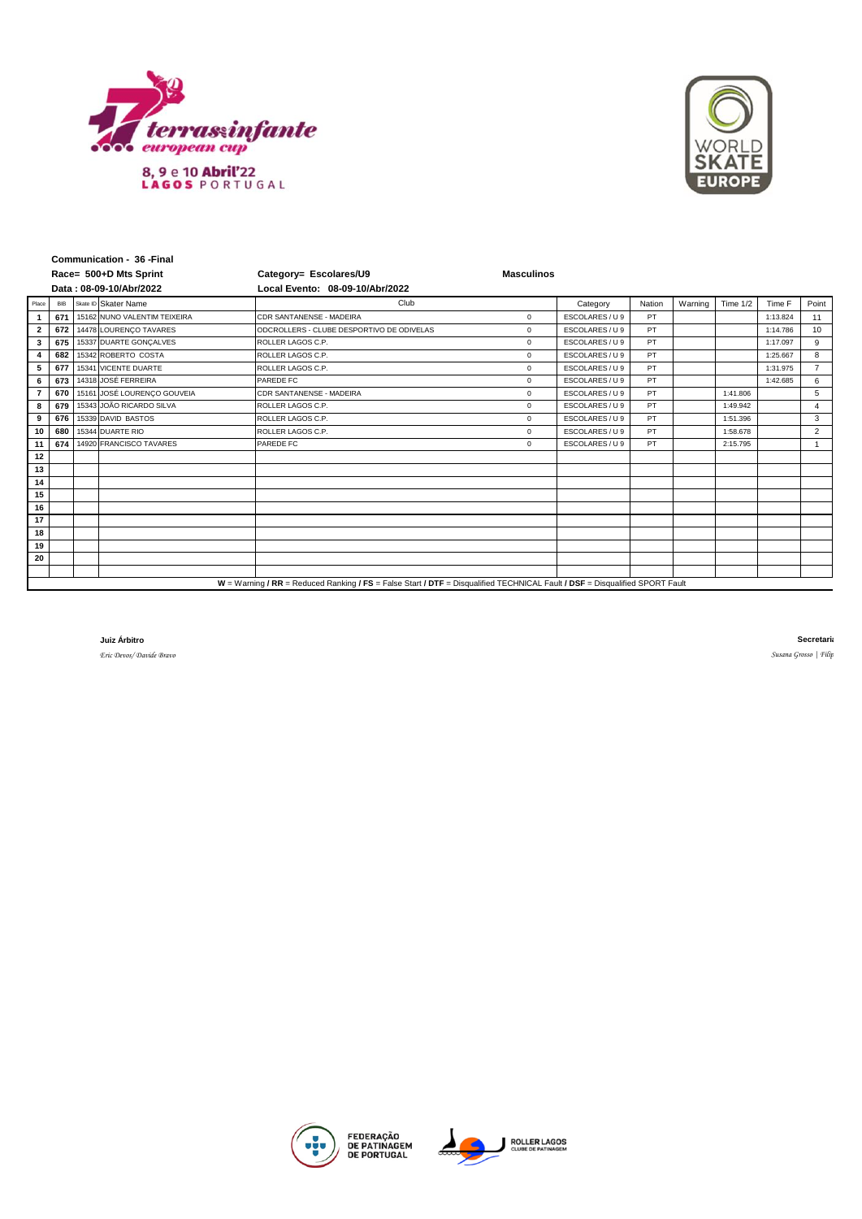**Communication - 36 -Final**

**Race= 500+D Mts Sprint** **Category= Escolares/U9** **Masculinos**

**Data : 08-09-10/Abr/2022** **Local Evento: 08-09-10/Abr/2022**

| Place | BIB | Skate ID | Skater Name | Club | | Category | Nation | Warning | Time 1/2 | Time F | Point |
|---|---|---|---|---|---|---|---|---|---|---|---|
| 1 | 671 | 15162 | NUNO VALENTIM TEIXEIRA | CDR SANTANENSE - MADEIRA | 0 | ESCOLARES / U 9 | PT | | | 1:13.824 | 11 |
| 2 | 672 | 14478 | LOURENÇO TAVARES | ODCROLLERS - CLUBE DESPORTIVO DE ODIVELAS | 0 | ESCOLARES / U 9 | PT | | | 1:14.786 | 10 |
| 3 | 675 | 15337 | DUARTE GONÇALVES | ROLLER LAGOS C.P. | 0 | ESCOLARES / U 9 | PT | | | 1:17.097 | 9 |
| 4 | 682 | 15342 | ROBERTO COSTA | ROLLER LAGOS C.P. | 0 | ESCOLARES / U 9 | PT | | | 1:25.667 | 8 |
| 5 | 677 | 15341 | VICENTE DUARTE | ROLLER LAGOS C.P. | 0 | ESCOLARES / U 9 | PT | | | 1:31.975 | 7 |
| 6 | 673 | 14318 | JOSÉ FERREIRA | PAREDE FC | 0 | ESCOLARES / U 9 | PT | | | 1:42.685 | 6 |
| 7 | 670 | 15161 | JOSÉ LOURENÇO GOUVEIA | CDR SANTANENSE - MADEIRA | 0 | ESCOLARES / U 9 | PT | | 1:41.806 | | 5 |
| 8 | 679 | 15343 | JOÃO RICARDO SILVA | ROLLER LAGOS C.P. | 0 | ESCOLARES / U 9 | PT | | 1:49.942 | | 4 |
| 9 | 676 | 15339 | DAVID BASTOS | ROLLER LAGOS C.P. | 0 | ESCOLARES / U 9 | PT | | 1:51.396 | | 3 |
| 10 | 680 | 15344 | DUARTE RIO | ROLLER LAGOS C.P. | 0 | ESCOLARES / U 9 | PT | | 1:58.678 | | 2 |
| 11 | 674 | 14920 | FRANCISCO TAVARES | PAREDE FC | 0 | ESCOLARES / U 9 | PT | | 2:15.795 | | 1 |
| 12 | | | | | | | | | | | |
| 13 | | | | | | | | | | | |
| 14 | | | | | | | | | | | |
| 15 | | | | | | | | | | | |
| 16 | | | | | | | | | | | |
| 17 | | | | | | | | | | | |
| 18 | | | | | | | | | | | |
| 19 | | | | | | | | | | | |
| 20 | | | | | | | | | | | |

**W** = Warning **/ RR** = Reduced Ranking **/ FS** = False Start **/ DTF** = Disqualified TECHNICAL Fault **/ DSF** = Disqualified SPORT Fault

**Juiz Árbitro**

*Eric Devos/ Davide Bravo*

**Secretari**

*Susana Grosso | Filip*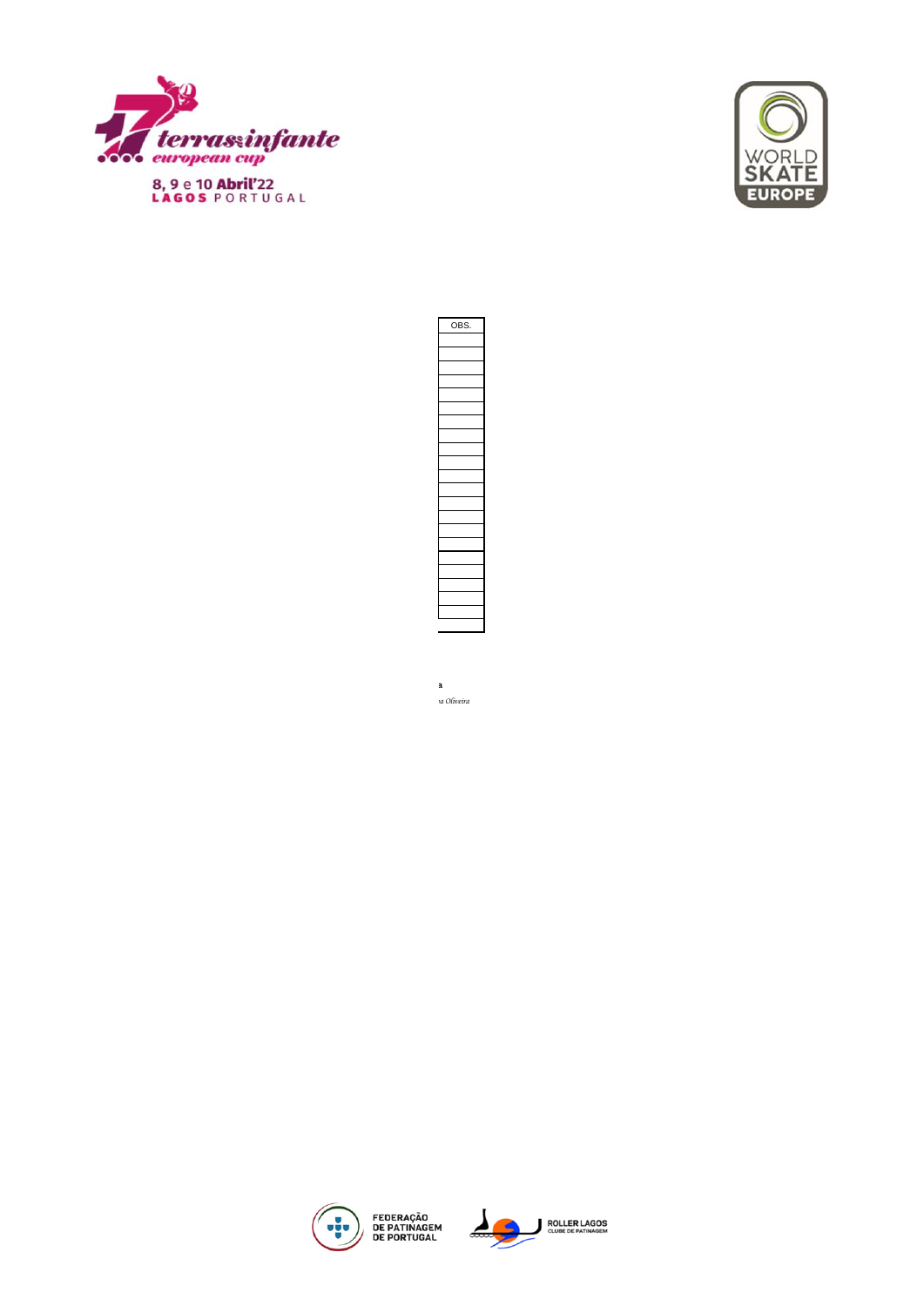| OBS. |
| --- |
| |
| |
| |
| |
| |
| |
| |
| |
| |
| |
| |
| |
| |
| |
| |
| |
| |
| |
| |
| |
| |

a

*a Oliveira*